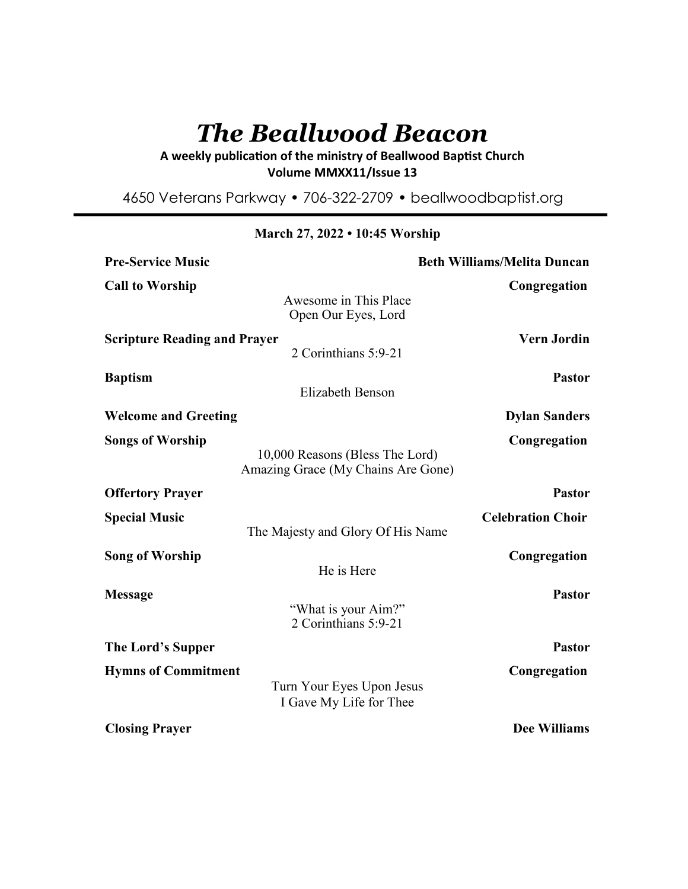# *The Beallwood Beacon*

**A weekly publication of the ministry of Beallwood Baptist Church**
**Volume MMXX11/Issue 13**

4650 Veterans Parkway • 706-322-2709 • beallwoodbaptist.org

**March 27, 2022 • 10:45 Worship**

**Pre-Service Music** — **Beth Williams/Melita Duncan**

**Call to Worship** — **Congregation**
Awesome in This Place
Open Our Eyes, Lord

**Scripture Reading and Prayer** — **Vern Jordin**
2 Corinthians 5:9-21

**Baptism** — **Pastor**
Elizabeth Benson

**Welcome and Greeting** — **Dylan Sanders**

**Songs of Worship** — **Congregation**
10,000 Reasons (Bless The Lord)
Amazing Grace (My Chains Are Gone)

**Offertory Prayer** — **Pastor**

**Special Music** — **Celebration Choir**
The Majesty and Glory Of His Name

**Song of Worship** — **Congregation**
He is Here

**Message** — **Pastor**
"What is your Aim?"
2 Corinthians 5:9-21

**The Lord's Supper** — **Pastor**

**Hymns of Commitment** — **Congregation**
Turn Your Eyes Upon Jesus
I Gave My Life for Thee

**Closing Prayer** — **Dee Williams**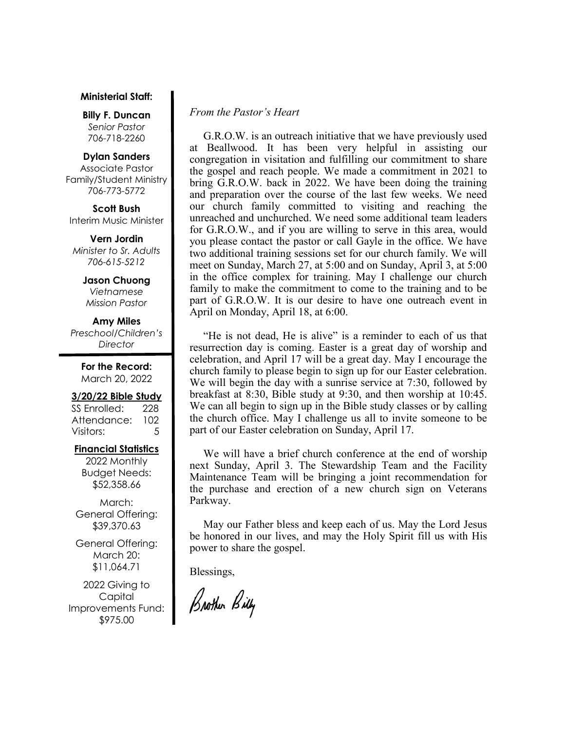**Ministerial Staff:**

**Billy F. Duncan**
*Senior Pastor*
706-718-2260

**Dylan Sanders**
Associate Pastor
Family/Student Ministry
706-773-5772

**Scott Bush**
Interim Music Minister

**Vern Jordin**
*Minister to Sr. Adults*
*706-615-5212*

**Jason Chuong**
*Vietnamese*
*Mission Pastor*

**Amy Miles**
*Preschool/Children's*
*Director*

**For the Record:**
March 20, 2022

**3/20/22 Bible Study**

| | |
|---|---|
| SS Enrolled: | 228 |
| Attendance: | 102 |
| Visitors: | 5 |

**Financial Statistics**

2022 Monthly
Budget Needs:
$52,358.66

March:
General Offering:
$39,370.63

General Offering:
March 20:
$11,064.71

2022 Giving to
Capital
Improvements Fund:
$975.00

*From the Pastor's Heart*

G.R.O.W. is an outreach initiative that we have previously used at Beallwood. It has been very helpful in assisting our congregation in visitation and fulfilling our commitment to share the gospel and reach people. We made a commitment in 2021 to bring G.R.O.W. back in 2022. We have been doing the training and preparation over the course of the last few weeks. We need our church family committed to visiting and reaching the unreached and unchurched. We need some additional team leaders for G.R.O.W., and if you are willing to serve in this area, would you please contact the pastor or call Gayle in the office. We have two additional training sessions set for our church family. We will meet on Sunday, March 27, at 5:00 and on Sunday, April 3, at 5:00 in the office complex for training. May I challenge our church family to make the commitment to come to the training and to be part of G.R.O.W. It is our desire to have one outreach event in April on Monday, April 18, at 6:00.

"He is not dead, He is alive" is a reminder to each of us that resurrection day is coming. Easter is a great day of worship and celebration, and April 17 will be a great day. May I encourage the church family to please begin to sign up for our Easter celebration. We will begin the day with a sunrise service at 7:30, followed by breakfast at 8:30, Bible study at 9:30, and then worship at 10:45. We can all begin to sign up in the Bible study classes or by calling the church office. May I challenge us all to invite someone to be part of our Easter celebration on Sunday, April 17.

We will have a brief church conference at the end of worship next Sunday, April 3. The Stewardship Team and the Facility Maintenance Team will be bringing a joint recommendation for the purchase and erection of a new church sign on Veterans Parkway.

May our Father bless and keep each of us. May the Lord Jesus be honored in our lives, and may the Holy Spirit fill us with His power to share the gospel.

Blessings,

Brother Billy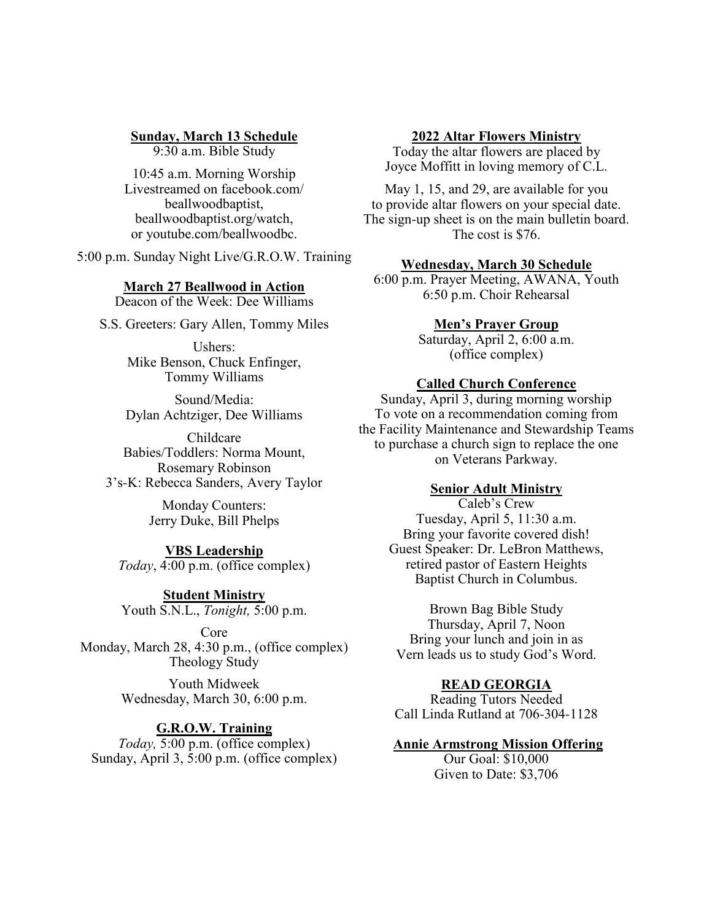**Sunday, March 13 Schedule**

9:30 a.m. Bible Study

10:45 a.m. Morning Worship
Livestreamed on facebook.com/beallwoodbaptist, beallwoodbaptist.org/watch, or youtube.com/beallwoodbc.

5:00 p.m. Sunday Night Live/G.R.O.W. Training

**March 27 Beallwood in Action**

Deacon of the Week: Dee Williams

S.S. Greeters: Gary Allen, Tommy Miles

Ushers:
Mike Benson, Chuck Enfinger, Tommy Williams

Sound/Media:
Dylan Achtziger, Dee Williams

Childcare
Babies/Toddlers: Norma Mount, Rosemary Robinson
3's-K: Rebecca Sanders, Avery Taylor

Monday Counters:
Jerry Duke, Bill Phelps

**VBS Leadership**

*Today*, 4:00 p.m. (office complex)

**Student Ministry**

Youth S.N.L., *Tonight,* 5:00 p.m.

Core
Monday, March 28, 4:30 p.m., (office complex)
Theology Study

Youth Midweek
Wednesday, March 30, 6:00 p.m.

**G.R.O.W. Training**

*Today,* 5:00 p.m. (office complex)
Sunday, April 3, 5:00 p.m. (office complex)

**2022 Altar Flowers Ministry**

Today the altar flowers are placed by Joyce Moffitt in loving memory of C.L.

May 1, 15, and 29, are available for you to provide altar flowers on your special date. The sign-up sheet is on the main bulletin board. The cost is $76.

**Wednesday, March 30 Schedule**

6:00 p.m. Prayer Meeting, AWANA, Youth
6:50 p.m. Choir Rehearsal

**Men's Prayer Group**

Saturday, April 2, 6:00 a.m.
(office complex)

**Called Church Conference**

Sunday, April 3, during morning worship
To vote on a recommendation coming from the Facility Maintenance and Stewardship Teams to purchase a church sign to replace the one on Veterans Parkway.

**Senior Adult Ministry**

Caleb's Crew
Tuesday, April 5, 11:30 a.m.
Bring your favorite covered dish!
Guest Speaker: Dr. LeBron Matthews, retired pastor of Eastern Heights Baptist Church in Columbus.

Brown Bag Bible Study
Thursday, April 7, Noon
Bring your lunch and join in as Vern leads us to study God's Word.

**READ GEORGIA**

Reading Tutors Needed
Call Linda Rutland at 706-304-1128

**Annie Armstrong Mission Offering**

Our Goal: $10,000
Given to Date: $3,706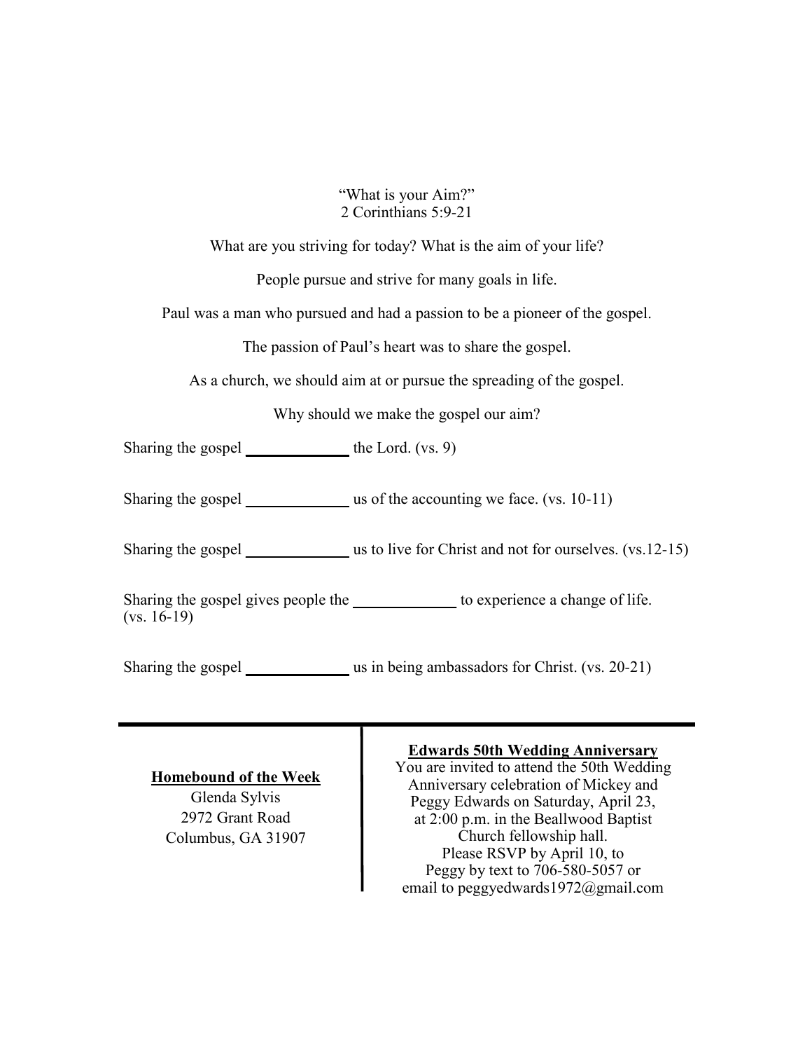"What is your Aim?"
2 Corinthians 5:9-21

What are you striving for today? What is the aim of your life?

People pursue and strive for many goals in life.

Paul was a man who pursued and had a passion to be a pioneer of the gospel.

The passion of Paul's heart was to share the gospel.

As a church, we should aim at or pursue the spreading of the gospel.

Why should we make the gospel our aim?

Sharing the gospel _____________ the Lord. (vs. 9)

Sharing the gospel _____________ us of the accounting we face. (vs. 10-11)

Sharing the gospel _____________ us to live for Christ and not for ourselves. (vs.12-15)

Sharing the gospel gives people the _____________ to experience a change of life. (vs. 16-19)

Sharing the gospel _____________ us in being ambassadors for Christ. (vs. 20-21)

---

**Homebound of the Week**

Glenda Sylvis
2972 Grant Road
Columbus, GA 31907

**Edwards 50th Wedding Anniversary**

You are invited to attend the 50th Wedding Anniversary celebration of Mickey and Peggy Edwards on Saturday, April 23, at 2:00 p.m. in the Beallwood Baptist Church fellowship hall.
Please RSVP by April 10, to Peggy by text to 706-580-5057 or email to peggyedwards1972@gmail.com